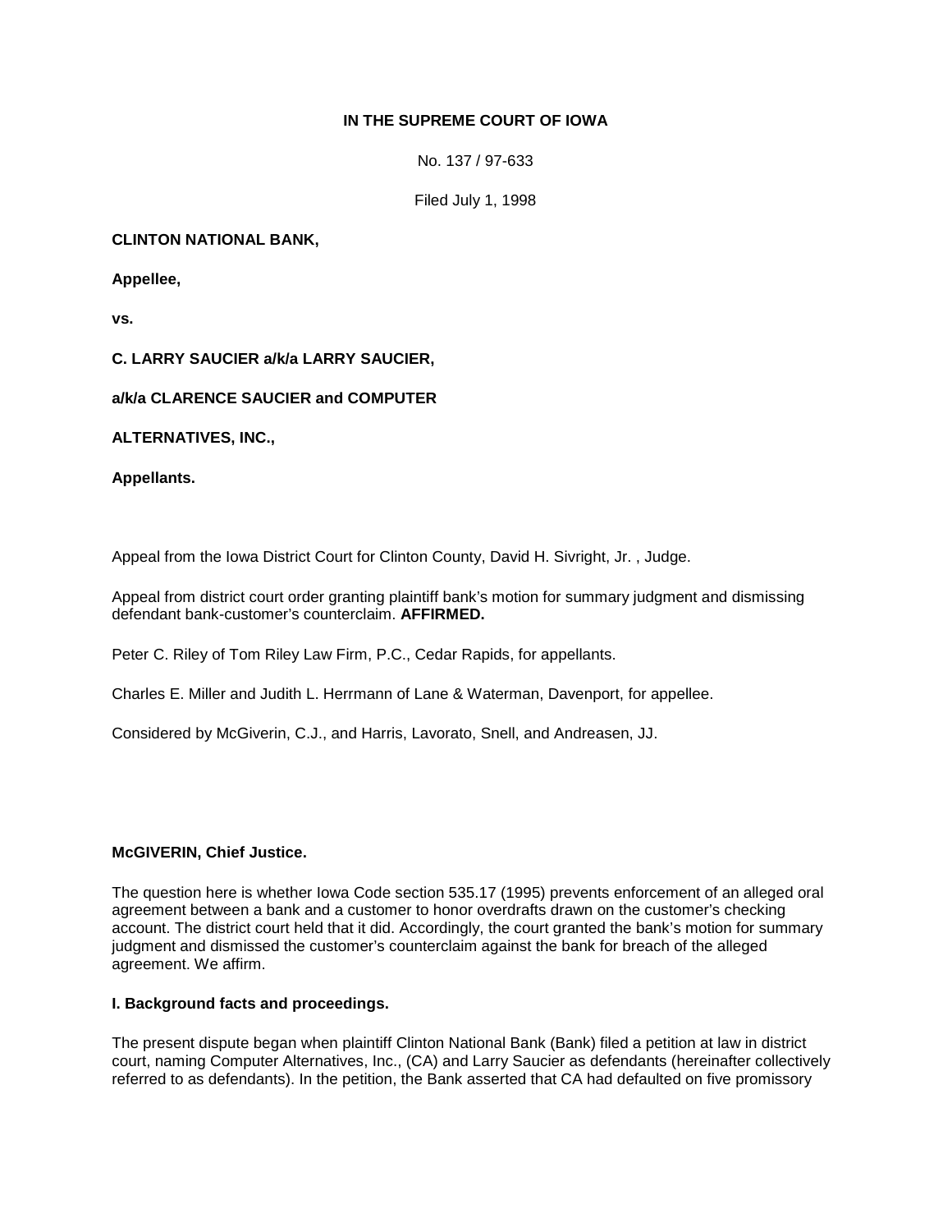**IN THE SUPREME COURT OF IOWA**

No. 137 / 97-633

Filed July 1, 1998

**CLINTON NATIONAL BANK,**

**Appellee,**

**vs.**

**C. LARRY SAUCIER a/k/a LARRY SAUCIER,**

**a/k/a CLARENCE SAUCIER and COMPUTER**

**ALTERNATIVES, INC.,**

**Appellants.**

Appeal from the Iowa District Court for Clinton County, David H. Sivright, Jr. , Judge.

Appeal from district court order granting plaintiff bank's motion for summary judgment and dismissing defendant bank-customer's counterclaim. **AFFIRMED.**

Peter C. Riley of Tom Riley Law Firm, P.C., Cedar Rapids, for appellants.

Charles E. Miller and Judith L. Herrmann of Lane & Waterman, Davenport, for appellee.

Considered by McGiverin, C.J., and Harris, Lavorato, Snell, and Andreasen, JJ.

**McGIVERIN, Chief Justice.**

The question here is whether Iowa Code section 535.17 (1995) prevents enforcement of an alleged oral agreement between a bank and a customer to honor overdrafts drawn on the customer's checking account. The district court held that it did. Accordingly, the court granted the bank's motion for summary judgment and dismissed the customer's counterclaim against the bank for breach of the alleged agreement. We affirm.

**I. Background facts and proceedings.**

The present dispute began when plaintiff Clinton National Bank (Bank) filed a petition at law in district court, naming Computer Alternatives, Inc., (CA) and Larry Saucier as defendants (hereinafter collectively referred to as defendants). In the petition, the Bank asserted that CA had defaulted on five promissory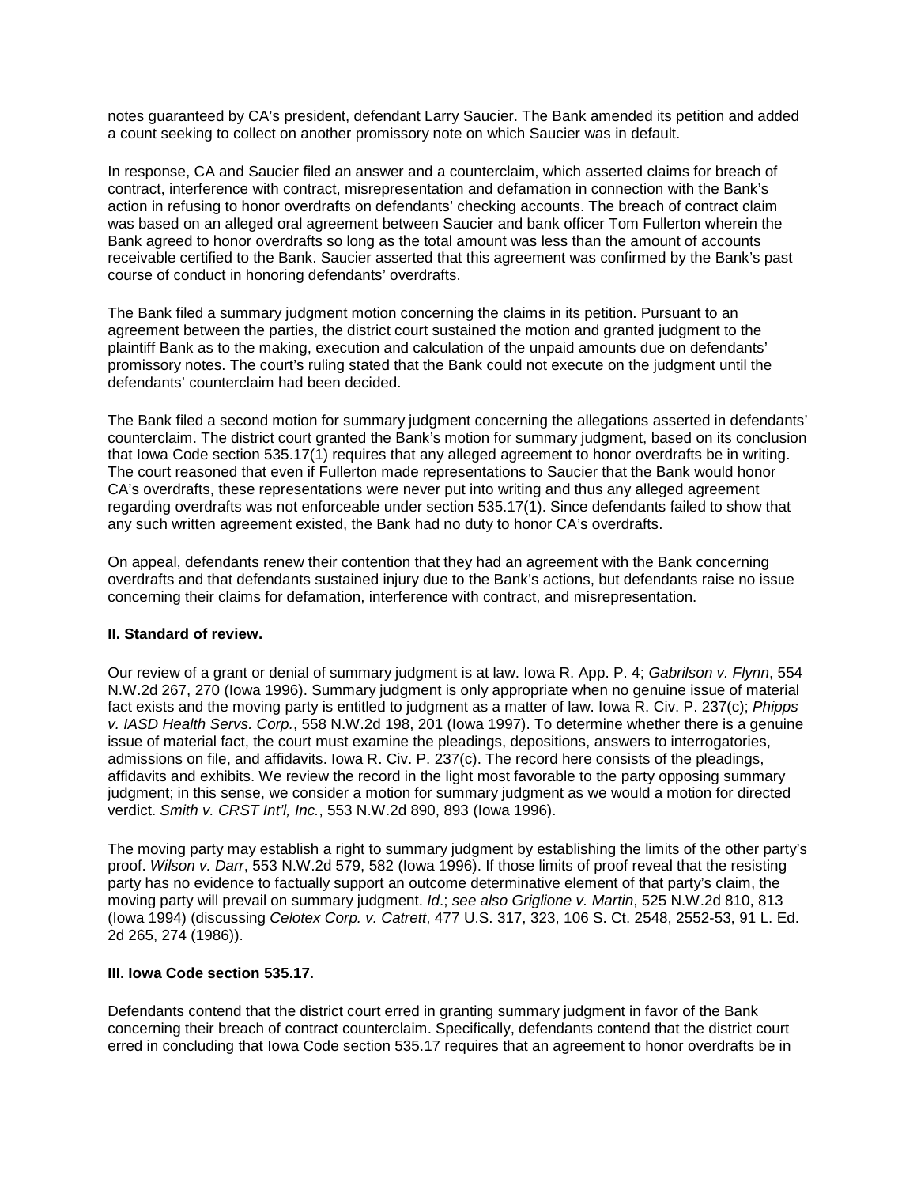notes guaranteed by CA's president, defendant Larry Saucier. The Bank amended its petition and added a count seeking to collect on another promissory note on which Saucier was in default.

In response, CA and Saucier filed an answer and a counterclaim, which asserted claims for breach of contract, interference with contract, misrepresentation and defamation in connection with the Bank's action in refusing to honor overdrafts on defendants' checking accounts. The breach of contract claim was based on an alleged oral agreement between Saucier and bank officer Tom Fullerton wherein the Bank agreed to honor overdrafts so long as the total amount was less than the amount of accounts receivable certified to the Bank. Saucier asserted that this agreement was confirmed by the Bank's past course of conduct in honoring defendants' overdrafts.

The Bank filed a summary judgment motion concerning the claims in its petition. Pursuant to an agreement between the parties, the district court sustained the motion and granted judgment to the plaintiff Bank as to the making, execution and calculation of the unpaid amounts due on defendants' promissory notes. The court's ruling stated that the Bank could not execute on the judgment until the defendants' counterclaim had been decided.

The Bank filed a second motion for summary judgment concerning the allegations asserted in defendants' counterclaim. The district court granted the Bank's motion for summary judgment, based on its conclusion that Iowa Code section 535.17(1) requires that any alleged agreement to honor overdrafts be in writing. The court reasoned that even if Fullerton made representations to Saucier that the Bank would honor CA's overdrafts, these representations were never put into writing and thus any alleged agreement regarding overdrafts was not enforceable under section 535.17(1). Since defendants failed to show that any such written agreement existed, the Bank had no duty to honor CA's overdrafts.

On appeal, defendants renew their contention that they had an agreement with the Bank concerning overdrafts and that defendants sustained injury due to the Bank's actions, but defendants raise no issue concerning their claims for defamation, interference with contract, and misrepresentation.

**II. Standard of review.**

Our review of a grant or denial of summary judgment is at law. Iowa R. App. P. 4; *Gabrilson v. Flynn*, 554 N.W.2d 267, 270 (Iowa 1996). Summary judgment is only appropriate when no genuine issue of material fact exists and the moving party is entitled to judgment as a matter of law. Iowa R. Civ. P. 237(c); *Phipps v. IASD Health Servs. Corp.*, 558 N.W.2d 198, 201 (Iowa 1997). To determine whether there is a genuine issue of material fact, the court must examine the pleadings, depositions, answers to interrogatories, admissions on file, and affidavits. Iowa R. Civ. P. 237(c). The record here consists of the pleadings, affidavits and exhibits. We review the record in the light most favorable to the party opposing summary judgment; in this sense, we consider a motion for summary judgment as we would a motion for directed verdict. *Smith v. CRST Int'l, Inc.*, 553 N.W.2d 890, 893 (Iowa 1996).

The moving party may establish a right to summary judgment by establishing the limits of the other party's proof. *Wilson v. Darr*, 553 N.W.2d 579, 582 (Iowa 1996). If those limits of proof reveal that the resisting party has no evidence to factually support an outcome determinative element of that party's claim, the moving party will prevail on summary judgment. *Id*.; *see also Griglione v. Martin*, 525 N.W.2d 810, 813 (Iowa 1994) (discussing *Celotex Corp. v. Catrett*, 477 U.S. 317, 323, 106 S. Ct. 2548, 2552-53, 91 L. Ed. 2d 265, 274 (1986)).

**III. Iowa Code section 535.17.**

Defendants contend that the district court erred in granting summary judgment in favor of the Bank concerning their breach of contract counterclaim. Specifically, defendants contend that the district court erred in concluding that Iowa Code section 535.17 requires that an agreement to honor overdrafts be in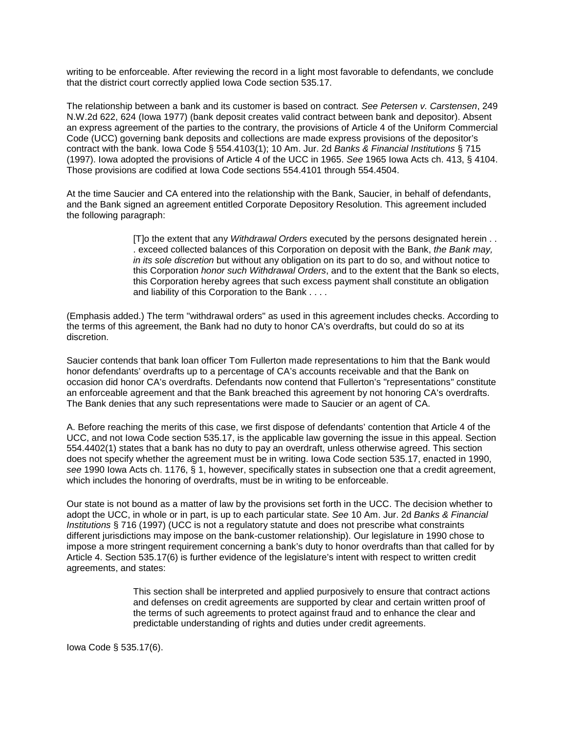writing to be enforceable. After reviewing the record in a light most favorable to defendants, we conclude that the district court correctly applied Iowa Code section 535.17.

The relationship between a bank and its customer is based on contract. *See Petersen v. Carstensen*, 249 N.W.2d 622, 624 (Iowa 1977) (bank deposit creates valid contract between bank and depositor). Absent an express agreement of the parties to the contrary, the provisions of Article 4 of the Uniform Commercial Code (UCC) governing bank deposits and collections are made express provisions of the depositor's contract with the bank. Iowa Code § 554.4103(1); 10 Am. Jur. 2d *Banks & Financial Institutions* § 715 (1997). Iowa adopted the provisions of Article 4 of the UCC in 1965. *See* 1965 Iowa Acts ch. 413, § 4104. Those provisions are codified at Iowa Code sections 554.4101 through 554.4504.

At the time Saucier and CA entered into the relationship with the Bank, Saucier, in behalf of defendants, and the Bank signed an agreement entitled Corporate Depository Resolution. This agreement included the following paragraph:

> [T]o the extent that any *Withdrawal Orders* executed by the persons designated herein . . . exceed collected balances of this Corporation on deposit with the Bank, *the Bank may, in its sole discretion* but without any obligation on its part to do so, and without notice to this Corporation *honor such Withdrawal Orders*, and to the extent that the Bank so elects, this Corporation hereby agrees that such excess payment shall constitute an obligation and liability of this Corporation to the Bank . . . .

(Emphasis added.) The term "withdrawal orders" as used in this agreement includes checks. According to the terms of this agreement, the Bank had no duty to honor CA's overdrafts, but could do so at its discretion.

Saucier contends that bank loan officer Tom Fullerton made representations to him that the Bank would honor defendants' overdrafts up to a percentage of CA's accounts receivable and that the Bank on occasion did honor CA's overdrafts. Defendants now contend that Fullerton's "representations" constitute an enforceable agreement and that the Bank breached this agreement by not honoring CA's overdrafts. The Bank denies that any such representations were made to Saucier or an agent of CA.

A. Before reaching the merits of this case, we first dispose of defendants' contention that Article 4 of the UCC, and not Iowa Code section 535.17, is the applicable law governing the issue in this appeal. Section 554.4402(1) states that a bank has no duty to pay an overdraft, unless otherwise agreed. This section does not specify whether the agreement must be in writing. Iowa Code section 535.17, enacted in 1990, *see* 1990 Iowa Acts ch. 1176, § 1, however, specifically states in subsection one that a credit agreement, which includes the honoring of overdrafts, must be in writing to be enforceable.

Our state is not bound as a matter of law by the provisions set forth in the UCC. The decision whether to adopt the UCC, in whole or in part, is up to each particular state. *See* 10 Am. Jur. 2d *Banks & Financial Institutions* § 716 (1997) (UCC is not a regulatory statute and does not prescribe what constraints different jurisdictions may impose on the bank-customer relationship). Our legislature in 1990 chose to impose a more stringent requirement concerning a bank's duty to honor overdrafts than that called for by Article 4. Section 535.17(6) is further evidence of the legislature's intent with respect to written credit agreements, and states:

> This section shall be interpreted and applied purposively to ensure that contract actions and defenses on credit agreements are supported by clear and certain written proof of the terms of such agreements to protect against fraud and to enhance the clear and predictable understanding of rights and duties under credit agreements.

Iowa Code § 535.17(6).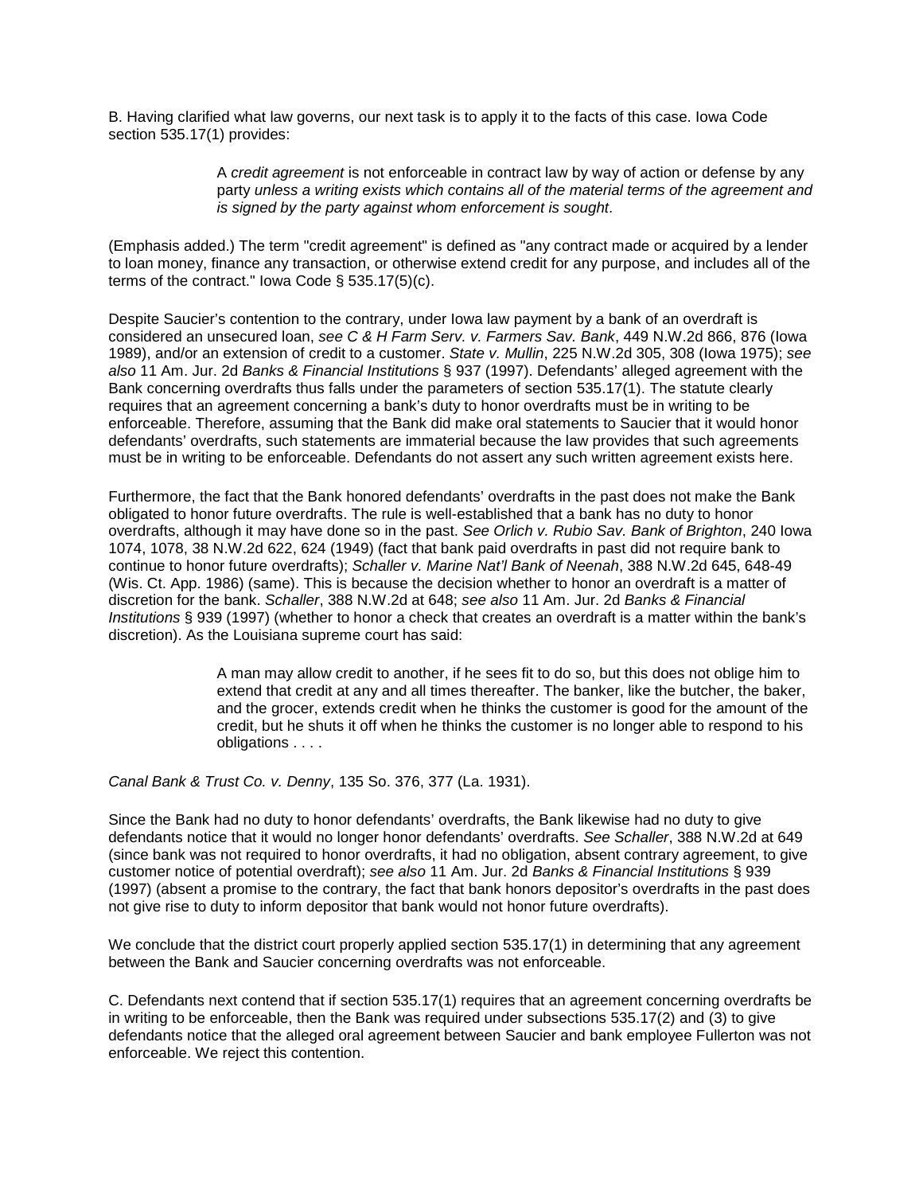B. Having clarified what law governs, our next task is to apply it to the facts of this case. Iowa Code section 535.17(1) provides:

> A *credit agreement* is not enforceable in contract law by way of action or defense by any party *unless a writing exists which contains all of the material terms of the agreement and is signed by the party against whom enforcement is sought*.

(Emphasis added.) The term "credit agreement" is defined as "any contract made or acquired by a lender to loan money, finance any transaction, or otherwise extend credit for any purpose, and includes all of the terms of the contract." Iowa Code § 535.17(5)(c).

Despite Saucier's contention to the contrary, under Iowa law payment by a bank of an overdraft is considered an unsecured loan, *see C & H Farm Serv. v. Farmers Sav. Bank*, 449 N.W.2d 866, 876 (Iowa 1989), and/or an extension of credit to a customer. *State v. Mullin*, 225 N.W.2d 305, 308 (Iowa 1975); *see also* 11 Am. Jur. 2d *Banks & Financial Institutions* § 937 (1997). Defendants' alleged agreement with the Bank concerning overdrafts thus falls under the parameters of section 535.17(1). The statute clearly requires that an agreement concerning a bank's duty to honor overdrafts must be in writing to be enforceable. Therefore, assuming that the Bank did make oral statements to Saucier that it would honor defendants' overdrafts, such statements are immaterial because the law provides that such agreements must be in writing to be enforceable. Defendants do not assert any such written agreement exists here.

Furthermore, the fact that the Bank honored defendants' overdrafts in the past does not make the Bank obligated to honor future overdrafts. The rule is well-established that a bank has no duty to honor overdrafts, although it may have done so in the past. *See Orlich v. Rubio Sav. Bank of Brighton*, 240 Iowa 1074, 1078, 38 N.W.2d 622, 624 (1949) (fact that bank paid overdrafts in past did not require bank to continue to honor future overdrafts); *Schaller v. Marine Nat'l Bank of Neenah*, 388 N.W.2d 645, 648-49 (Wis. Ct. App. 1986) (same). This is because the decision whether to honor an overdraft is a matter of discretion for the bank. *Schaller*, 388 N.W.2d at 648; *see also* 11 Am. Jur. 2d *Banks & Financial Institutions* § 939 (1997) (whether to honor a check that creates an overdraft is a matter within the bank's discretion). As the Louisiana supreme court has said:

> A man may allow credit to another, if he sees fit to do so, but this does not oblige him to extend that credit at any and all times thereafter. The banker, like the butcher, the baker, and the grocer, extends credit when he thinks the customer is good for the amount of the credit, but he shuts it off when he thinks the customer is no longer able to respond to his obligations . . . .

*Canal Bank & Trust Co. v. Denny*, 135 So. 376, 377 (La. 1931).

Since the Bank had no duty to honor defendants' overdrafts, the Bank likewise had no duty to give defendants notice that it would no longer honor defendants' overdrafts. *See Schaller*, 388 N.W.2d at 649 (since bank was not required to honor overdrafts, it had no obligation, absent contrary agreement, to give customer notice of potential overdraft); *see also* 11 Am. Jur. 2d *Banks & Financial Institutions* § 939 (1997) (absent a promise to the contrary, the fact that bank honors depositor's overdrafts in the past does not give rise to duty to inform depositor that bank would not honor future overdrafts).

We conclude that the district court properly applied section 535.17(1) in determining that any agreement between the Bank and Saucier concerning overdrafts was not enforceable.

C. Defendants next contend that if section 535.17(1) requires that an agreement concerning overdrafts be in writing to be enforceable, then the Bank was required under subsections 535.17(2) and (3) to give defendants notice that the alleged oral agreement between Saucier and bank employee Fullerton was not enforceable. We reject this contention.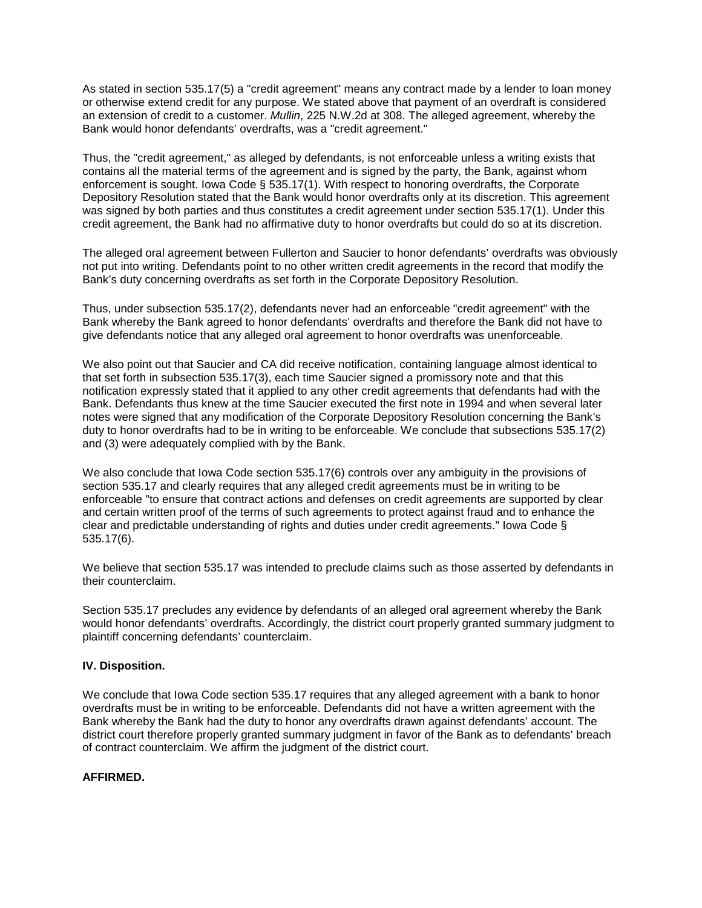As stated in section 535.17(5) a "credit agreement" means any contract made by a lender to loan money or otherwise extend credit for any purpose. We stated above that payment of an overdraft is considered an extension of credit to a customer. *Mullin*, 225 N.W.2d at 308. The alleged agreement, whereby the Bank would honor defendants' overdrafts, was a "credit agreement."

Thus, the "credit agreement," as alleged by defendants, is not enforceable unless a writing exists that contains all the material terms of the agreement and is signed by the party, the Bank, against whom enforcement is sought. Iowa Code § 535.17(1). With respect to honoring overdrafts, the Corporate Depository Resolution stated that the Bank would honor overdrafts only at its discretion. This agreement was signed by both parties and thus constitutes a credit agreement under section 535.17(1). Under this credit agreement, the Bank had no affirmative duty to honor overdrafts but could do so at its discretion.

The alleged oral agreement between Fullerton and Saucier to honor defendants' overdrafts was obviously not put into writing. Defendants point to no other written credit agreements in the record that modify the Bank's duty concerning overdrafts as set forth in the Corporate Depository Resolution.

Thus, under subsection 535.17(2), defendants never had an enforceable "credit agreement" with the Bank whereby the Bank agreed to honor defendants' overdrafts and therefore the Bank did not have to give defendants notice that any alleged oral agreement to honor overdrafts was unenforceable.

We also point out that Saucier and CA did receive notification, containing language almost identical to that set forth in subsection 535.17(3), each time Saucier signed a promissory note and that this notification expressly stated that it applied to any other credit agreements that defendants had with the Bank. Defendants thus knew at the time Saucier executed the first note in 1994 and when several later notes were signed that any modification of the Corporate Depository Resolution concerning the Bank's duty to honor overdrafts had to be in writing to be enforceable. We conclude that subsections 535.17(2) and (3) were adequately complied with by the Bank.

We also conclude that Iowa Code section 535.17(6) controls over any ambiguity in the provisions of section 535.17 and clearly requires that any alleged credit agreements must be in writing to be enforceable "to ensure that contract actions and defenses on credit agreements are supported by clear and certain written proof of the terms of such agreements to protect against fraud and to enhance the clear and predictable understanding of rights and duties under credit agreements." Iowa Code § 535.17(6).

We believe that section 535.17 was intended to preclude claims such as those asserted by defendants in their counterclaim.

Section 535.17 precludes any evidence by defendants of an alleged oral agreement whereby the Bank would honor defendants' overdrafts. Accordingly, the district court properly granted summary judgment to plaintiff concerning defendants' counterclaim.

**IV. Disposition.**

We conclude that Iowa Code section 535.17 requires that any alleged agreement with a bank to honor overdrafts must be in writing to be enforceable. Defendants did not have a written agreement with the Bank whereby the Bank had the duty to honor any overdrafts drawn against defendants' account. The district court therefore properly granted summary judgment in favor of the Bank as to defendants' breach of contract counterclaim. We affirm the judgment of the district court.

**AFFIRMED.**